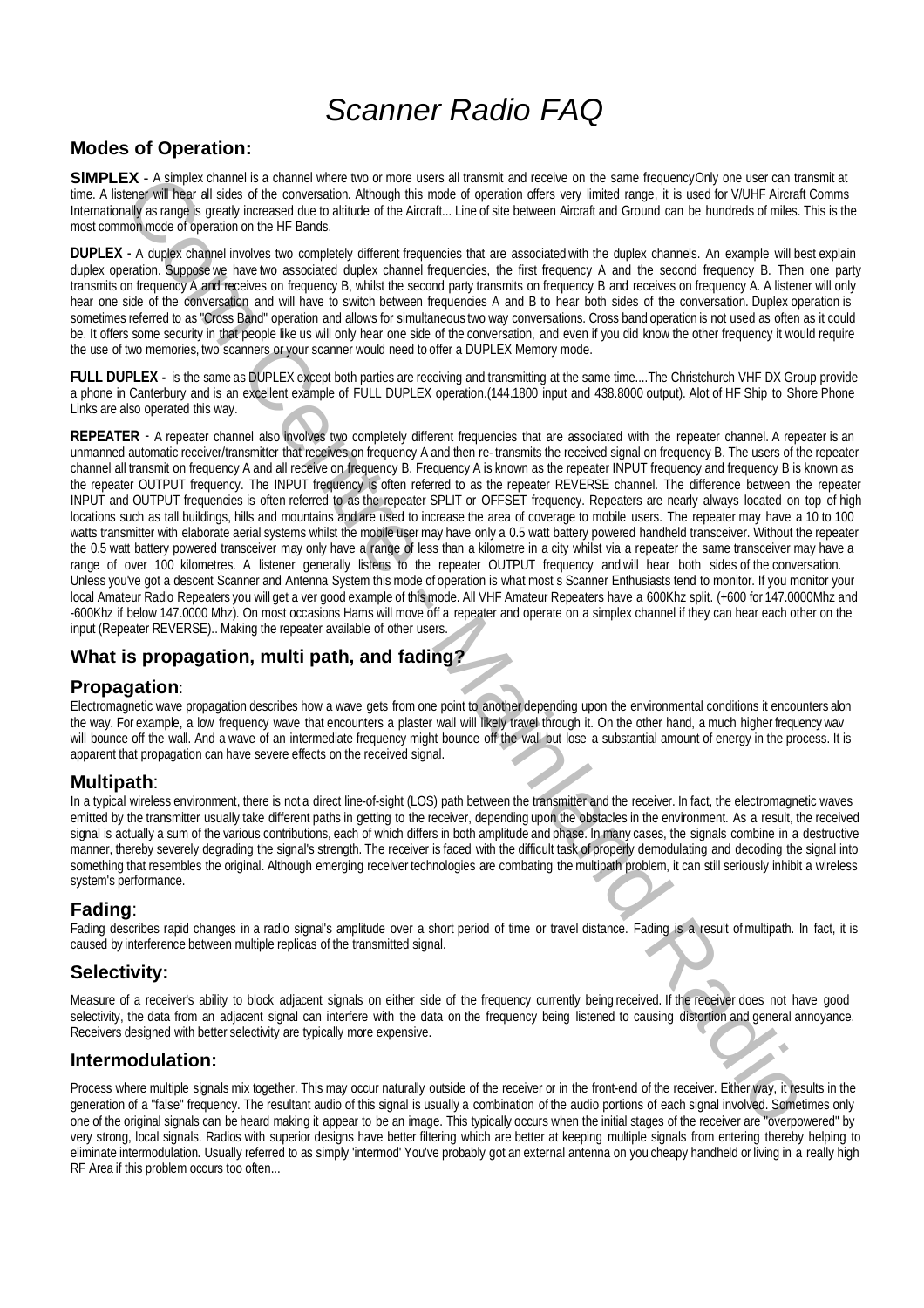# *Scanner Radio FAQ*

## Modes of Operation:

**SIMPLEX** - A simplex channel is a channel where two or more users all transmit and receive on the same frequencyOnly one user can transmit at time. A listener will hear all sides of the conversation. Although this mode of operation offers very limited range, it is used for V/UHF Aircraft Comms Internationally as range is greatly increased due to altitude of the Aircraft... Line of site between Aircraft and Ground can be hundreds of miles. This is the most common mode of operation on the HF Bands.

**DUPLEX** - A duplex channel involves two completely different frequencies that are associated with the duplex channels. An example will best explain duplex operation. Suppose we have two associated duplex channel frequencies, the first frequency A and the second frequency B. Then one party transmits on frequency A and receives on frequency B, whilst the second party transmits on frequency B and receives on frequency A. A listener will only hear one side of the conversation and will have to switch between frequencies A and B to hear both sides of the conversation. Duplex operation is sometimes referred to as "Cross Band" operation and allows for simultaneous two way conversations. Cross band operation is not used as often as it could be. It offers some security in that people like us will only hear one side of the conversation, and even if you did know the other frequency it would require the use of two memories, two scanners or your scanner would need to offer a DUPLEX Memory mode.

**FULL DUPLEX** - is the same as DUPLEX except both parties are receiving and transmitting at the same time....The Christchurch VHF DX Group provide a phone in Canterbury and is an excellent example of FULL DUPLEX operation.(144.1800 input and 438.8000 output). Alot of HF Ship to Shore Phone Links are also operated this way.

**REPEATER** - A repeater channel also involves two completely different frequencies that are associated with the repeater channel. A repeater is an unmanned automatic receiver/transmitter that receives on frequency A and then re- transmits the received signal on frequency B. The users of the repeater channel all transmit on frequency A and all receive on frequency B. Frequency A is known as the repeater INPUT frequency and frequency B is known as the repeater OUTPUT frequency. The INPUT frequency is often referred to as the repeater REVERSE channel. The difference between the repeater INPUT and OUTPUT frequencies is often referred to as the repeater SPLIT or OFFSET frequency. Repeaters are nearly always located on top of high locations such as tall buildings, hills and mountains and are used to increase the area of coverage to mobile users. The repeater may have a 10 to 100 watts transmitter with elaborate aerial systems whilst the mobile user may have only a 0.5 watt battery powered handheld transceiver. Without the repeater the 0.5 watt battery powered transceiver may only have a range of less than a kilometre in a city whilst via a repeater the same transceiver may have a range of over 100 kilometres. A listener generally listens to the repeater OUTPUT frequency and will hear both sides of the conversation. Unless you've got a descent Scanner and Antenna System this mode of operation is what most s Scanner Enthusiasts tend to monitor. If you monitor your local Amateur Radio Repeaters you will get a ver good example of this mode. All VHF Amateur Repeaters have a 600Khz split. (+600 for 147.0000Mhz and -600Khz if below 147.0000 Mhz). On most occasions Hams will move off a repeater and operate on a simplex channel if they can hear each other on the input (Repeater REVERSE).. Making the repeater available of other users.

## What is propagation, multi path, and fading?

### Propagation:

Electromagnetic wave propagation describes how a wave gets from one point to another depending upon the environmental conditions it encounters alon the way. For example, a low frequency wave that encounters a plaster wall will likely travel through it. On the other hand, a much higher frequency wav will bounce off the wall. And a wave of an intermediate frequency might bounce off the wall but lose a substantial amount of energy in the process. It is apparent that propagation can have severe effects on the received signal.

### Multipath:

In a typical wireless environment, there is not a direct line-of-sight (LOS) path between the transmitter and the receiver. In fact, the electromagnetic waves emitted by the transmitter usually take different paths in getting to the receiver, depending upon the obstacles in the environment. As a result, the received signal is actually a sum of the various contributions, each of which differs in both amplitude and phase. In many cases, the signals combine in a destructive manner, thereby severely degrading the signal's strength. The receiver is faced with the difficult task of properly demodulating and decoding the signal into something that resembles the original. Although emerging receiver technologies are combating the multipath problem, it can still seriously inhibit a wireless system's performance.

### Fading:

Fading describes rapid changes in a radio signal's amplitude over a short period of time or travel distance. Fading is a result of multipath. In fact, it is caused by interference between multiple replicas of the transmitted signal.

## Selectivity:

Measure of a receiver's ability to block adjacent signals on either side of the frequency currently being received. If the receiver does not have good selectivity, the data from an adjacent signal can interfere with the data on the frequency being listened to causing distortion and general annoyance. Receivers designed with better selectivity are typically more expensive.

## Intermodulation:

Process where multiple signals mix together. This may occur naturally outside of the receiver or in the front-end of the receiver. Either way, it results in the generation of a "false" frequency. The resultant audio of this signal is usually a combination of the audio portions of each signal involved. Sometimes only one of the original signals can be heard making it appear to be an image. This typically occurs when the initial stages of the receiver are "overpowered" by very strong, local signals. Radios with superior designs have better filtering which are better at keeping multiple signals from entering thereby helping to eliminate intermodulation. Usually referred to as simply 'intermod' You've probably got an external antenna on you cheapy handheld or living in a really high RF Area if this problem occurs too often...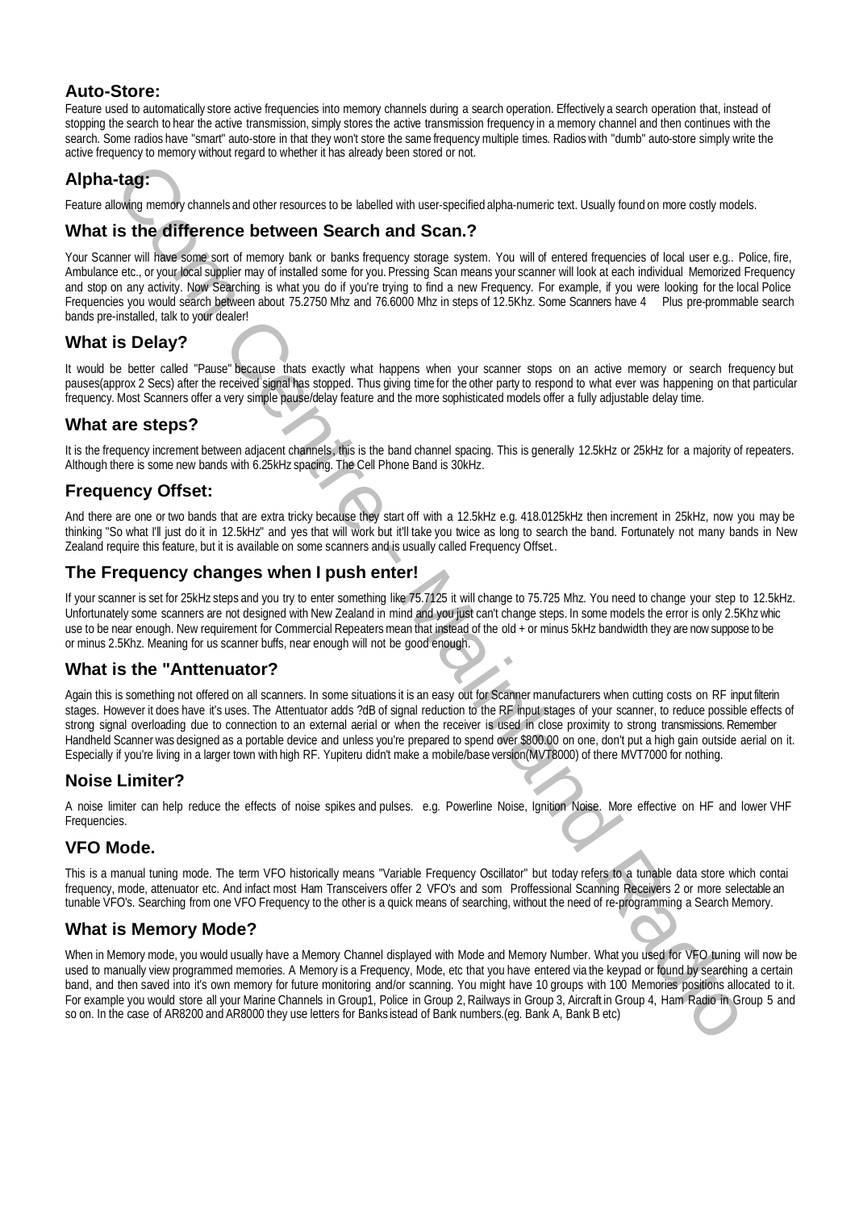## Auto-Store:

Feature used to automatically store active frequencies into memory channels during a search operation. Effectively a search operation that, instead of stopping the search to hear the active transmission, simply stores the active transmission frequency in a memory channel and then continues with the search. Some radios have "smart" auto-store in that they won't store the same frequency multiple times. Radios with "dumb" auto-store simply write the active frequency to memory without regard to whether it has already been stored or not.

## Alpha-tag:

Feature allowing memory channels and other resources to be labelled with user-specified alpha-numeric text. Usually found on more costly models.

## What is the difference between Search and Scan.?

Your Scanner will have some sort of memory bank or banks frequency storage system. You will of entered frequencies of local user e.g.. Police, fire, Ambulance etc., or your local supplier may of installed some for you. Pressing Scan means your scanner will look at each individual Memorized Frequency and stop on any activity. Now Searching is what you do if you're trying to find a new Frequency. For example, if you were looking for the local Police Frequencies you would search between about 75.2750 Mhz and 76.6000 Mhz in steps of 12.5Khz. Some Scanners have 4 Plus pre-prommable search bands pre-installed, talk to your dealer!

## What is Delay?

It would be better called "Pause" because thats exactly what happens when your scanner stops on an active memory or search frequency but pauses(approx 2 Secs) after the received signal has stopped. Thus giving time for the other party to respond to what ever was happening on that particular frequency. Most Scanners offer a very simple pause/delay feature and the more sophisticated models offer a fully adjustable delay time.

## What are steps?

It is the frequency increment between adjacent channels, this is the band channel spacing. This is generally 12.5kHz or 25kHz for a majority of repeaters. Although there is some new bands with 6.25kHz spacing. The Cell Phone Band is 30kHz.

## Frequency Offset:

And there are one or two bands that are extra tricky because they start off with a 12.5kHz e.g. 418.0125kHz then increment in 25kHz, now you may be thinking "So what I'll just do it in 12.5kHz" and yes that will work but it'll take you twice as long to search the band. Fortunately not many bands in New Zealand require this feature, but it is available on some scanners and is usually called Frequency Offset..

## The Frequency changes when I push enter!

If your scanner is set for 25kHz steps and you try to enter something like 75.7125 it will change to 75.725 Mhz. You need to change your step to 12.5kHz. Unfortunately some scanners are not designed with New Zealand in mind and you just can't change steps. In some models the error is only 2.5Khz whic use to be near enough. New requirement for Commercial Repeaters mean that instead of the old + or minus 5kHz bandwidth they are now suppose to be or minus 2.5Khz. Meaning for us scanner buffs, near enough will not be good enough.

## What is the "Anttenuator?

Again this is something not offered on all scanners. In some situations it is an easy out for Scanner manufacturers when cutting costs on RF input filterin stages. However it does have it's uses. The Attentuator adds ?dB of signal reduction to the RF input stages of your scanner, to reduce possible effects of strong signal overloading due to connection to an external aerial or when the receiver is used in close proximity to strong transmissions. Remember Handheld Scanner was designed as a portable device and unless you're prepared to spend over $800.00 on one, don't put a high gain outside aerial on it. Especially if you're living in a larger town with high RF. Yupiteru didn't make a mobile/base version(MVT8000) of there MVT7000 for nothing.

## Noise Limiter?

A noise limiter can help reduce the effects of noise spikes and pulses. e.g. Powerline Noise, Ignition Noise. More effective on HF and lower VHF Frequencies.

## VFO Mode.

This is a manual tuning mode. The term VFO historically means "Variable Frequency Oscillator" but today refers to a tunable data store which contai frequency, mode, attenuator etc. And infact most Ham Transceivers offer 2 VFO's and som Proffessional Scanning Receivers 2 or more selectable an tunable VFO's. Searching from one VFO Frequency to the other is a quick means of searching, without the need of re-programming a Search Memory.

## What is Memory Mode?

When in Memory mode, you would usually have a Memory Channel displayed with Mode and Memory Number. What you used for VFO tuning will now be used to manually view programmed memories. A Memory is a Frequency, Mode, etc that you have entered via the keypad or found by searching a certain band, and then saved into it's own memory for future monitoring and/or scanning. You might have 10 groups with 100 Memories positions allocated to it. For example you would store all your Marine Channels in Group1, Police in Group 2, Railways in Group 3, Aircraft in Group 4, Ham Radio in Group 5 and so on. In the case of AR8200 and AR8000 they use letters for Banks istead of Bank numbers.(eg. Bank A, Bank B etc)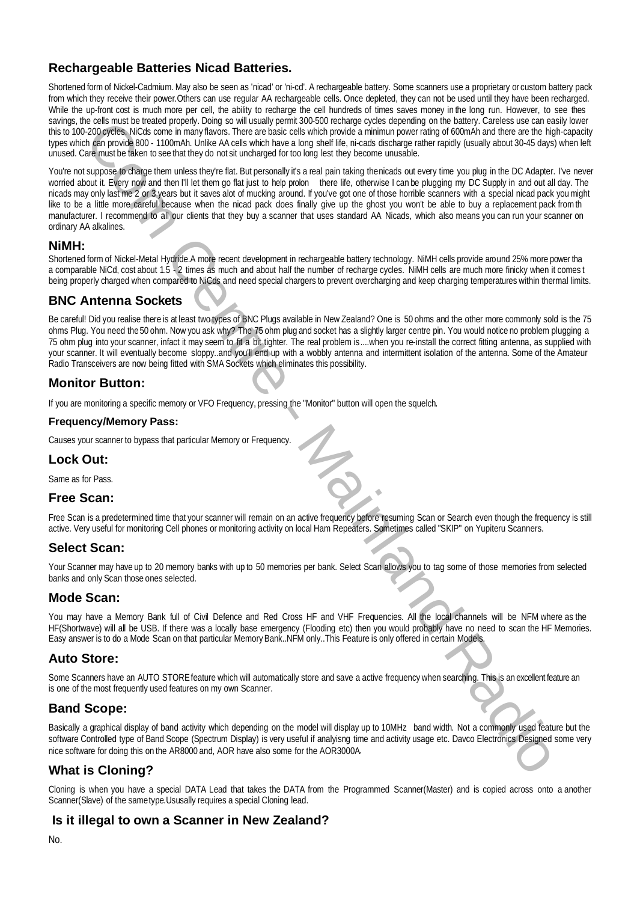## Rechargeable Batteries Nicad Batteries.

Shortened form of Nickel-Cadmium. May also be seen as 'nicad' or 'ni-cd'. A rechargeable battery. Some scanners use a proprietary or custom battery pack from which they receive their power.Others can use regular AA rechargeable cells. Once depleted, they can not be used until they have been recharged. While the up-front cost is much more per cell, the ability to recharge the cell hundreds of times saves money in the long run. However, to see thes savings, the cells must be treated properly. Doing so will usually permit 300-500 recharge cycles depending on the battery. Careless use can easily lower this to 100-200 cycles. NiCds come in many flavors. There are basic cells which provide a minimun power rating of 600mAh and there are the high-capacity types which can provide 800 - 1100mAh. Unlike AA cells which have a long shelf life, ni-cads discharge rather rapidly (usually about 30-45 days) when left unused. Care must be taken to see that they do not sit uncharged for too long lest they become unusable.

You're not suppose to charge them unless they're flat. But personally it's a real pain taking thenicads out every time you plug in the DC Adapter. I've never worried about it. Every now and then I'll let them go flat just to help prolon there life, otherwise I can be plugging my DC Supply in and out all day. The nicads may only last me 2 or 3 years but it saves alot of mucking around. If you've got one of those horrible scanners with a special nicad pack you might like to be a little more careful because when the nicad pack does finally give up the ghost you won't be able to buy a replacement pack from th manufacturer. I recommend to all our clients that they buy a scanner that uses standard AA Nicads, which also means you can run your scanner on ordinary AA alkalines.

## NiMH:

Shortened form of Nickel-Metal Hydride.A more recent development in rechargeable battery technology. NiMH cells provide around 25% more power tha a comparable NiCd, cost about 1.5 - 2 times as much and about half the number of recharge cycles. NiMH cells are much more finicky when it comes t being properly charged when compared to NiCds and need special chargers to prevent overcharging and keep charging temperatures within thermal limits.

## BNC Antenna Sockets

Be careful! Did you realise there is at least two types of BNC Plugs available in New Zealand? One is 50 ohms and the other more commonly sold is the 75 ohms Plug. You need the 50 ohm. Now you ask why? The 75 ohm plug and socket has a slightly larger centre pin. You would notice no problem plugging a 75 ohm plug into your scanner, infact it may seem to fit a bit tighter. The real problem is....when you re-install the correct fitting antenna, as supplied with your scanner. It will eventually become sloppy..and you'll end up with a wobbly antenna and intermittent isolation of the antenna. Some of the Amateur Radio Transceivers are now being fitted with SMA Sockets which eliminates this possibility.

## Monitor Button:

If you are monitoring a specific memory or VFO Frequency, pressing the "Monitor" button will open the squelch.

### Frequency/Memory Pass:

Causes your scanner to bypass that particular Memory or Frequency.

## Lock Out:

Same as for Pass.

## Free Scan:

Free Scan is a predetermined time that your scanner will remain on an active frequency before resuming Scan or Search even though the frequency is still active. Very useful for monitoring Cell phones or monitoring activity on local Ham Repeaters. Sometimes called "SKIP" on Yupiteru Scanners.

## Select Scan:

Your Scanner may have up to 20 memory banks with up to 50 memories per bank. Select Scan allows you to tag some of those memories from selected banks and only Scan those ones selected.

## Mode Scan:

You may have a Memory Bank full of Civil Defence and Red Cross HF and VHF Frequencies. All the local channels will be NFM where as the HF(Shortwave) will all be USB. If there was a locally base emergency (Flooding etc) then you would probably have no need to scan the HF Memories. Easy answer is to do a Mode Scan on that particular Memory Bank..NFM only..This Feature is only offered in certain Models.

## Auto Store:

Some Scanners have an AUTO STORE feature which will automatically store and save a active frequency when searching. This is an excellent feature an is one of the most frequently used features on my own Scanner.

## Band Scope:

Basically a graphical display of band activity which depending on the model will display up to 10MHz band width. Not a commonly used feature but the software Controlled type of Band Scope (Spectrum Display) is very useful if analyisng time and activity usage etc. Davco Electronics Designed some very nice software for doing this on the AR8000 and, AOR have also some for the AOR3000A.

## What is Cloning?

Cloning is when you have a special DATA Lead that takes the DATA from the Programmed Scanner(Master) and is copied across onto a another Scanner(Slave) of the same type.Ususally requires a special Cloning lead.

## Is it illegal to own a Scanner in New Zealand?

No.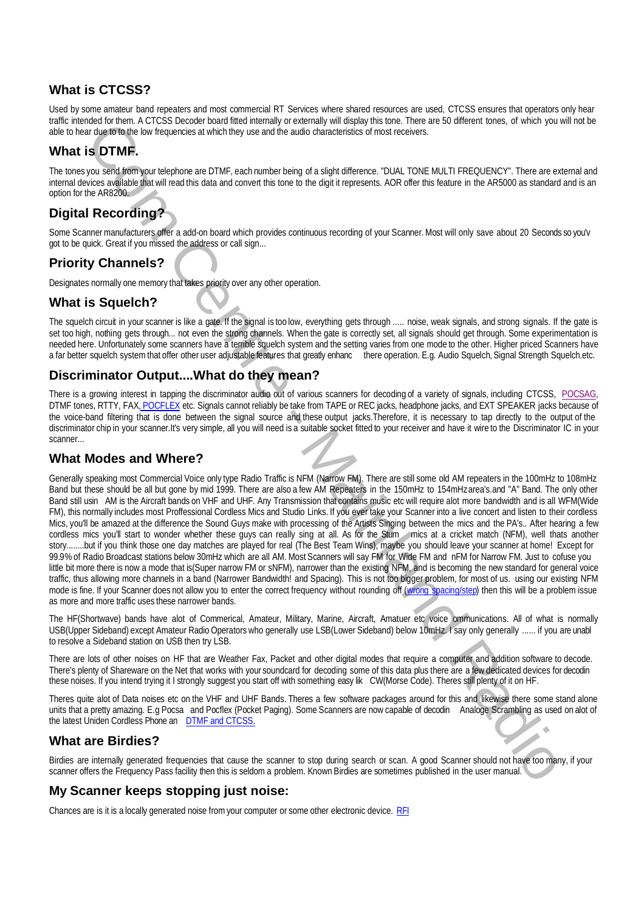## What is CTCSS?

Used by some amateur band repeaters and most commercial RT Services where shared resources are used, CTCSS ensures that operators only hear traffic intended for them. A CTCSS Decoder board fitted internally or externally will display this tone. There are 50 different tones, of which you will not be able to hear due to to the low frequencies at which they use and the audio characteristics of most receivers.

## What is DTMF.

The tones you send from your telephone are DTMF, each number being of a slight difference. "DUAL TONE MULTI FREQUENCY". There are external and internal devices available that will read this data and convert this tone to the digit it represents. AOR offer this feature in the AR5000 as standard and is an option for the AR8200.

## Digital Recording?

Some Scanner manufacturers offer a add-on board which provides continuous recording of your Scanner. Most will only save about 20 Seconds so you'v got to be quick. Great if you missed the address or call sign...

## Priority Channels?

Designates normally one memory that takes priority over any other operation.

## What is Squelch?

The squelch circuit in your scanner is like a gate. If the signal is too low, everything gets through ..... noise, weak signals, and strong signals. If the gate is set too high, nothing gets through... not even the strong channels. When the gate is correctly set, all signals should get through. Some experimentation is needed here. Unfortunately some scanners have a terrible squelch system and the setting varies from one mode to the other. Higher priced Scanners have a far better squelch system that offer other user adjustable features that greatly enhanc there operation. E.g. Audio Squelch, Signal Strength Squelch.etc.

## Discriminator Output....What do they mean?

There is a growing interest in tapping the discriminator audio out of various scanners for decoding of a variety of signals, including CTCSS, POCSAG, DTMF tones, RTTY, FAX, POCFLEX etc. Signals cannot reliably be take from TAPE or REC jacks, headphone jacks, and EXT SPEAKER jacks because of the voice-band filtering that is done between the signal source and these output jacks.Therefore, it is necessary to tap directly to the output of the discriminator chip in your scanner.It's very simple, all you will need is a suitable socket fitted to your receiver and have it wire to the Discriminator IC in your scanner...

## What Modes and Where?

Generally speaking most Commercial Voice only type Radio Traffic is NFM (Narrow FM). There are still some old AM repeaters in the 100mHz to 108mHz Band but these should be all but gone by mid 1999. There are also a few AM Repeaters in the 150mHz to 154mHz area's.and "A" Band. The only other Band still usin AM is the Aircraft bands on VHF and UHF. Any Transmission that contains music etc will require alot more bandwidth and is all WFM(Wide FM), this normally includes most Proffessional Cordless Mics and Studio Links. If you ever take your Scanner into a live concert and listen to their cordless Mics, you'll be amazed at the difference the Sound Guys make with processing of the Artists Singing between the mics and the PA's.. After hearing a few cordless mics you'll start to wonder whether these guys can really sing at all. As for the Stum mics at a cricket match (NFM), well thats another story........but if you think those one day matches are played for real (The Best Team Wins), maybe you should leave your scanner at home! Except for 99.9% of Radio Broadcast stations below 30mHz which are all AM. Most Scanners will say FM for Wide FM and nFM for Narrow FM. Just to cofuse you little bit more there is now a mode that is(Super narrow FM or sNFM), narrower than the existing NFM, and is becoming the new standard for general voice traffic, thus allowing more channels in a band (Narrower Bandwidth! and Spacing). This is not too bigger problem, for most of us. using our existing NFM mode is fine. If your Scanner does not allow you to enter the correct frequency without rounding off (wrong spacing/step) then this will be a problem issue as more and more traffic uses these narrower bands.

The HF(Shortwave) bands have alot of Commerical, Amateur, Military, Marine, Aircraft, Amatuer etc voice communications. All of what is normally USB(Upper Sideband) except Amateur Radio Operators who generally use LSB(Lower Sideband) below 10mHz. I say only generally ...... if you are unabl to resolve a Sideband station on USB then try LSB.

There are lots of other noises on HF that are Weather Fax, Packet and other digital modes that require a computer and addition software to decode. There's plenty of Shareware on the Net that works with your soundcard for decoding some of this data plus there are a few dedicated devices for decodin these noises. If you intend trying it I strongly suggest you start off with something easy lik CW(Morse Code). Theres still plenty of it on HF.

Theres quite alot of Data noises etc on the VHF and UHF Bands. Theres a few software packages around for this and likewise there some stand alone units that a pretty amazing. E.g Pocsa and Pocflex (Pocket Paging). Some Scanners are now capable of decodin Analoge Scrambling as used on alot of the latest Uniden Cordless Phone an DTMF and CTCSS.

## What are Birdies?

Birdies are internally generated frequencies that cause the scanner to stop during search or scan. A good Scanner should not have too many, if your scanner offers the Frequency Pass facility then this is seldom a problem. Known Birdies are sometimes published in the user manual.

## My Scanner keeps stopping just noise:

Chances are is it is a locally generated noise from your computer or some other electronic device. RFI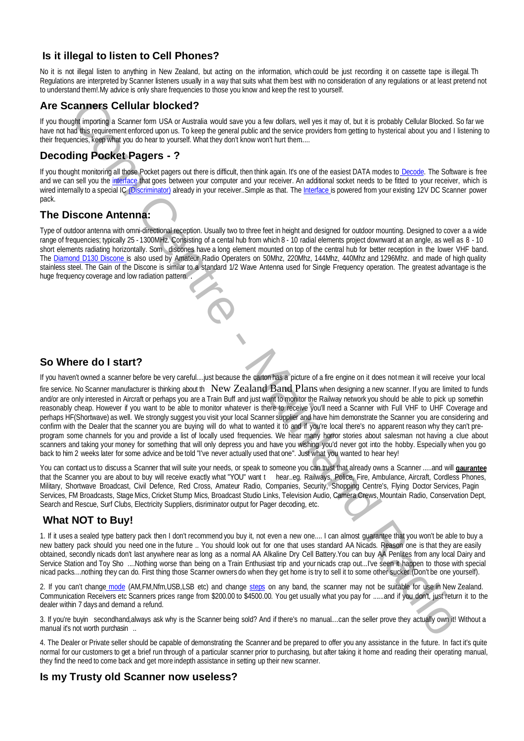## Is it illegal to listen to Cell Phones?

No it is not illegal listen to anything in New Zealand, but acting on the information, which could be just recording it on cassette tape is illegal. Th Regulations are interpreted by Scanner listeners usually in a way that suits what them best with no consideration of any regulations or at least pretend not to understand them!.My advice is only share frequencies to those you know and keep the rest to yourself.

## Are Scanners Cellular blocked?

If you thought importing a Scanner form USA or Australia would save you a few dollars, well yes it may of, but it is probably Cellular Blocked. So far we have not had this requirement enforced upon us. To keep the general public and the service providers from getting to hysterical about you and I listening to their frequencies, keep what you do hear to yourself. What they don't know won't hurt them....

## Decoding Pocket Pagers - ?

If you thought monitoring all those Pocket pagers out there is difficult, then think again. It's one of the easiest DATA modes to Decode. The Software is free and we can sell you the interface that goes between your computer and your receiver. An additional socket needs to be fitted to your receiver, which is wired internally to a special IC (Discriminator) already in your receiver..Simple as that. The Interface is powered from your existing 12V DC Scanner power pack.

## The Discone Antenna:

Type of outdoor antenna with omni-directional reception. Usually two to three feet in height and designed for outdoor mounting. Designed to cover a a wide range of frequencies; typically 25 - 1300MHz. Consisting of a cental hub from which 8 - 10 radial elements project downward at an angle, as well as 8 - 10 short elements radiating horizontally. Som discones have a long element mounted on top of the central hub for better reception in the lower VHF band. The Diamond D130 Discone is also used by Amateur Radio Operaters on 50Mhz, 220Mhz, 144Mhz, 440Mhz and 1296Mhz. and made of high quality stainless steel. The Gain of the Discone is similar to a standard 1/2 Wave Antenna used for Single Frequency operation. The greatest advantage is the huge frequency coverage and low radiation pattern. .

## So Where do I start?

If you haven't owned a scanner before be very careful....just because the carton has a picture of a fire engine on it does not mean it will receive your local fire service. No Scanner manufacturer is thinking about th New Zealand Band Plans when designing a new scanner. If you are limited to funds and/or are only interested in Aircraft or perhaps you are a Train Buff and just want to monitor the Railway network you should be able to pick up somethin reasonably cheap. However if you want to be able to monitor whatever is there to receive you'll need a Scanner with Full VHF to UHF Coverage and perhaps HF(Shortwave) as well. We strongly suggest you visit your local Scanner supplier and have him demonstrate the Scanner you are considering and confirm with the Dealer that the scanner you are buying will do what to wanted it to and if you're local there's no apparent reason why they can't pre-program some channels for you and provide a list of locally used frequencies. We hear many horror stories about salesman not having a clue about scanners and taking your money for something that will only depress you and have you wishing you'd never got into the hobby. Especially when you go back to him 2 weeks later for some advice and be told "I've never actually used that one". Just what you wanted to hear hey!

You can contact us to discuss a Scanner that will suite your needs, or speak to someone you can trust that already owns a Scanner .....and will **gaurantee** that the Scanner you are about to buy will receive exactly what "YOU" want t hear..eg. Railways, Police, Fire, Ambulance, Aircraft, Cordless Phones, Military, Shortwave Broadcast, Civil Defence, Red Cross, Amateur Radio, Companies, Security, Shopping Centre's, Flying Doctor Services, Pagin Services, FM Broadcasts, Stage Mics, Cricket Stump Mics, Broadcast Studio Links, Television Audio, Camera Crews, Mountain Radio, Conservation Dept, Search and Rescue, Surf Clubs, Electricity Suppliers, disriminator output for Pager decoding, etc.

## What NOT to Buy!

1. If it uses a sealed type battery pack then I don't recommend you buy it, not even a new one.... I can almost guarantee that you won't be able to buy a new battery pack should you need one in the future .. You should look out for one that uses standard AA Nicads. Reason one is that they are easily obtained, secondly nicads don't last anywhere near as long as a normal AA Alkaline Dry Cell Battery.You can buy AA Penlites from any local Dairy and Service Station and Toy Sho ....Nothing worse than being on a Train Enthusiast trip and your nicads crap out...I've seen it happen to those with special nicad packs....nothing they can do. First thing those Scanner owners do when they get home is try to sell it to some other sucker.(Don't be one yourself).

2. If you can't change mode (AM,FM,Nfm,USB,LSB etc) and change steps on any band, the scanner may not be suitable for use in New Zealand. Communication Receivers etc Scanners prices range from $200.00 to $4500.00. You get usually what you pay for ......and if you don't, just return it to the dealer within 7 days and demand a refund.

3. If you're buyin secondhand,always ask why is the Scanner being sold? And if there's no manual....can the seller prove they actually own it! Without a manual it's not worth purchasin ..

4. The Dealer or Private seller should be capable of demonstrating the Scanner and be prepared to offer you any assistance in the future. In fact it's quite normal for our customers to get a brief run through of a particular scanner prior to purchasing, but after taking it home and reading their operating manual, they find the need to come back and get more indepth assistance in setting up their new scanner.

## Is my Trusty old Scanner now useless?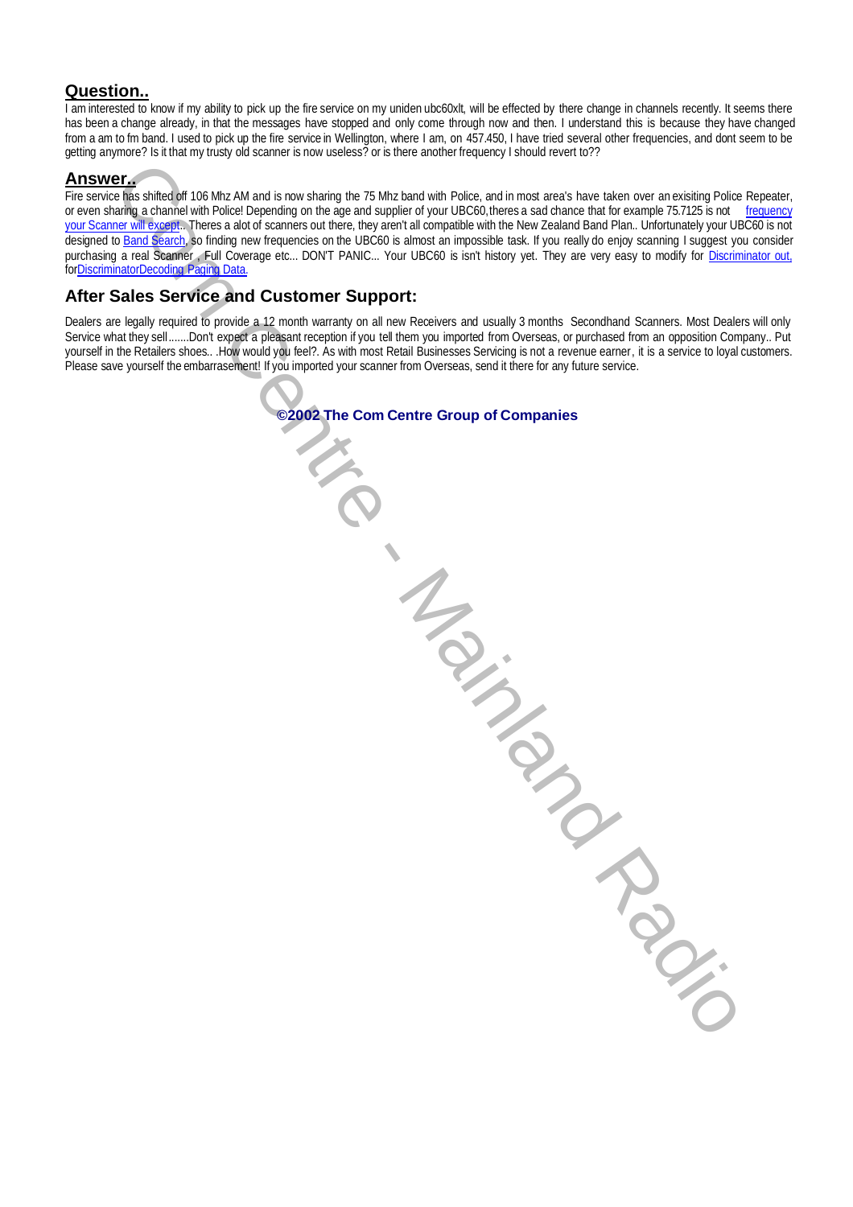## Question..

I am interested to know if my ability to pick up the fire service on my uniden ubc60xlt, will be effected by there change in channels recently. It seems there has been a change already, in that the messages have stopped and only come through now and then. I understand this is because they have changed from a am to fm band. I used to pick up the fire service in Wellington, where I am, on 457.450, I have tried several other frequencies, and dont seem to be getting anymore? Is it that my trusty old scanner is now useless? or is there another frequency I should revert to??

## Answer..

Fire service has shifted off 106 Mhz AM and is now sharing the 75 Mhz band with Police, and in most area's have taken over an exisiting Police Repeater, or even sharing a channel with Police! Depending on the age and supplier of your UBC60, theres a sad chance that for example 75.7125 is not frequency your Scanner will except.. Theres a alot of scanners out there, they aren't all compatible with the New Zealand Band Plan.. Unfortunately your UBC60 is not designed to Band Search, so finding new frequencies on the UBC60 is almost an impossible task. If you really do enjoy scanning I suggest you consider purchasing a real Scanner , Full Coverage etc... DON'T PANIC... Your UBC60 is isn't history yet. They are very easy to modify for Discriminator out, forDiscriminatorDecoding Paging Data.

## After Sales Service and Customer Support:

Dealers are legally required to provide a 12 month warranty on all new Receivers and usually 3 months Secondhand Scanners. Most Dealers will only Service what they sell.......Don't expect a pleasant reception if you tell them you imported from Overseas, or purchased from an opposition Company.. Put yourself in the Retailers shoes.. .How would you feel?. As with most Retail Businesses Servicing is not a revenue earner, it is a service to loyal customers. Please save yourself the embarrassement! If you imported your scanner from Overseas, send it there for any future service.

**©2002 The Com Centre Group of Companies**